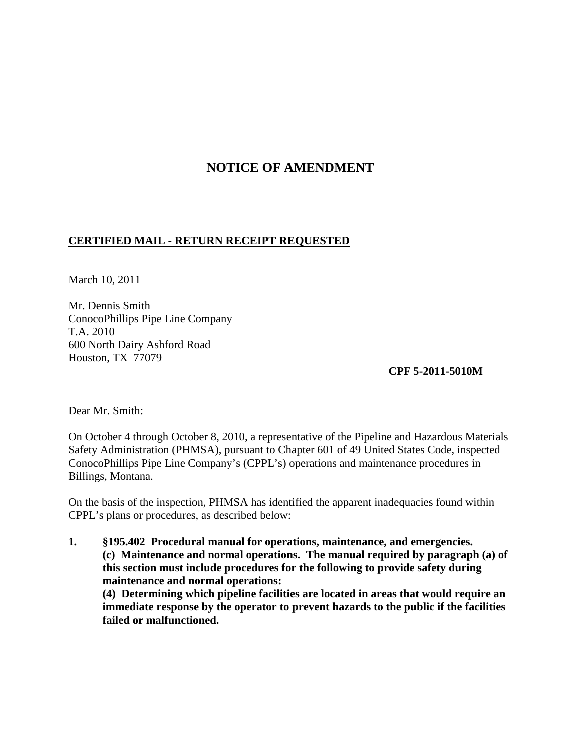# NOTICE OF AMENDMENT

**CERTIFIED MAIL - RETURN RECEIPT REQUESTED**

March 10, 2011

Mr. Dennis Smith
ConocoPhillips Pipe Line Company
T.A. 2010
600 North Dairy Ashford Road
Houston, TX 77079

**CPF 5-2011-5010M**

Dear Mr. Smith:

On October 4 through October 8, 2010, a representative of the Pipeline and Hazardous Materials Safety Administration (PHMSA), pursuant to Chapter 601 of 49 United States Code, inspected ConocoPhillips Pipe Line Company's (CPPL's) operations and maintenance procedures in Billings, Montana.

On the basis of the inspection, PHMSA has identified the apparent inadequacies found within CPPL's plans or procedures, as described below:

1. **§195.402 Procedural manual for operations, maintenance, and emergencies.**
   **(c) Maintenance and normal operations. The manual required by paragraph (a) of this section must include procedures for the following to provide safety during maintenance and normal operations:**
   **(4) Determining which pipeline facilities are located in areas that would require an immediate response by the operator to prevent hazards to the public if the facilities failed or malfunctioned.**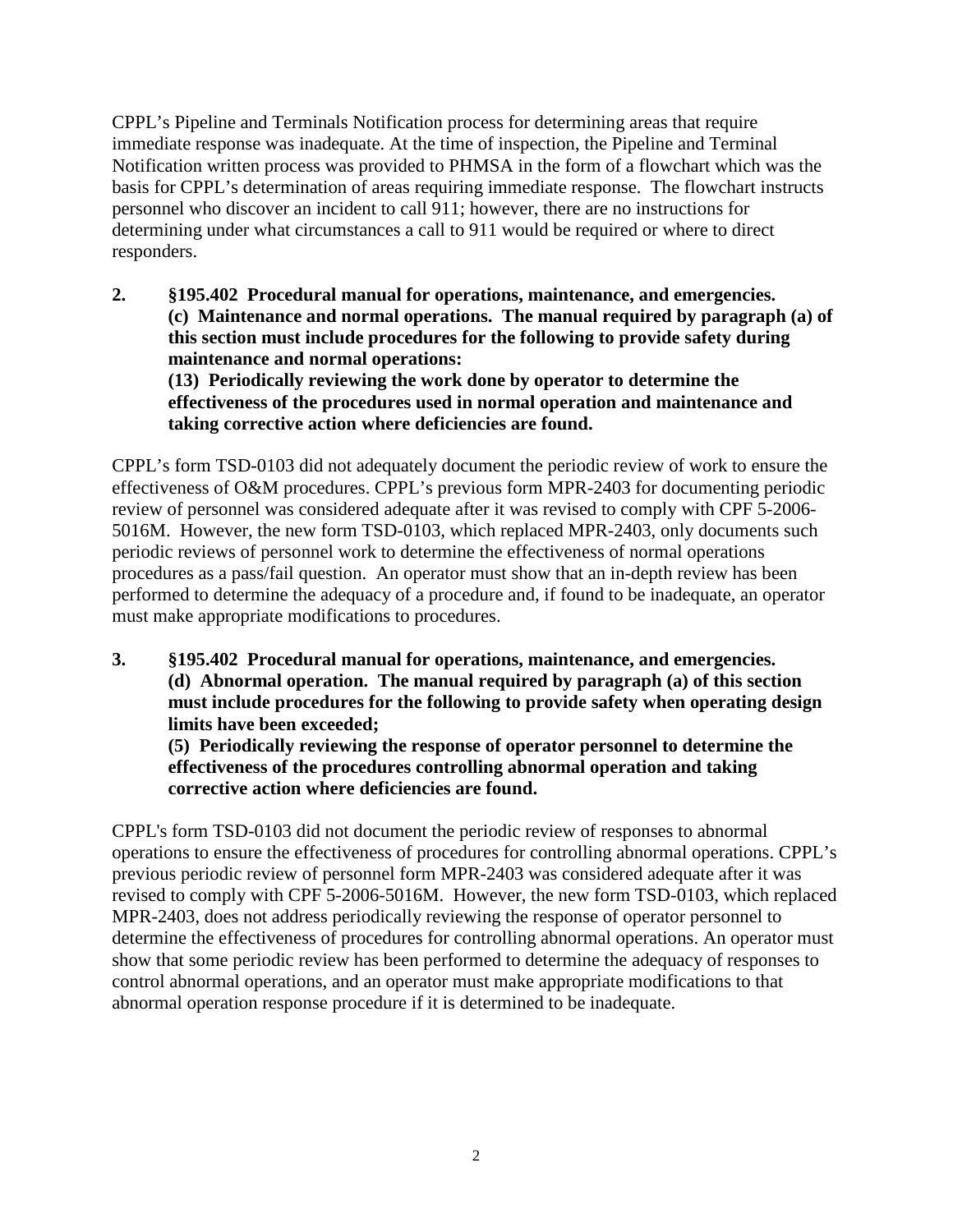CPPL's Pipeline and Terminals Notification process for determining areas that require immediate response was inadequate. At the time of inspection, the Pipeline and Terminal Notification written process was provided to PHMSA in the form of a flowchart which was the basis for CPPL's determination of areas requiring immediate response. The flowchart instructs personnel who discover an incident to call 911; however, there are no instructions for determining under what circumstances a call to 911 would be required or where to direct responders.

**2. §195.402 Procedural manual for operations, maintenance, and emergencies.**
**(c) Maintenance and normal operations. The manual required by paragraph (a) of this section must include procedures for the following to provide safety during maintenance and normal operations:**
**(13) Periodically reviewing the work done by operator to determine the effectiveness of the procedures used in normal operation and maintenance and taking corrective action where deficiencies are found.**

CPPL's form TSD-0103 did not adequately document the periodic review of work to ensure the effectiveness of O&M procedures. CPPL's previous form MPR-2403 for documenting periodic review of personnel was considered adequate after it was revised to comply with CPF 5-2006-5016M. However, the new form TSD-0103, which replaced MPR-2403, only documents such periodic reviews of personnel work to determine the effectiveness of normal operations procedures as a pass/fail question. An operator must show that an in-depth review has been performed to determine the adequacy of a procedure and, if found to be inadequate, an operator must make appropriate modifications to procedures.

**3. §195.402 Procedural manual for operations, maintenance, and emergencies.**
**(d) Abnormal operation. The manual required by paragraph (a) of this section must include procedures for the following to provide safety when operating design limits have been exceeded;**
**(5) Periodically reviewing the response of operator personnel to determine the effectiveness of the procedures controlling abnormal operation and taking corrective action where deficiencies are found.**

CPPL's form TSD-0103 did not document the periodic review of responses to abnormal operations to ensure the effectiveness of procedures for controlling abnormal operations. CPPL's previous periodic review of personnel form MPR-2403 was considered adequate after it was revised to comply with CPF 5-2006-5016M. However, the new form TSD-0103, which replaced MPR-2403, does not address periodically reviewing the response of operator personnel to determine the effectiveness of procedures for controlling abnormal operations. An operator must show that some periodic review has been performed to determine the adequacy of responses to control abnormal operations, and an operator must make appropriate modifications to that abnormal operation response procedure if it is determined to be inadequate.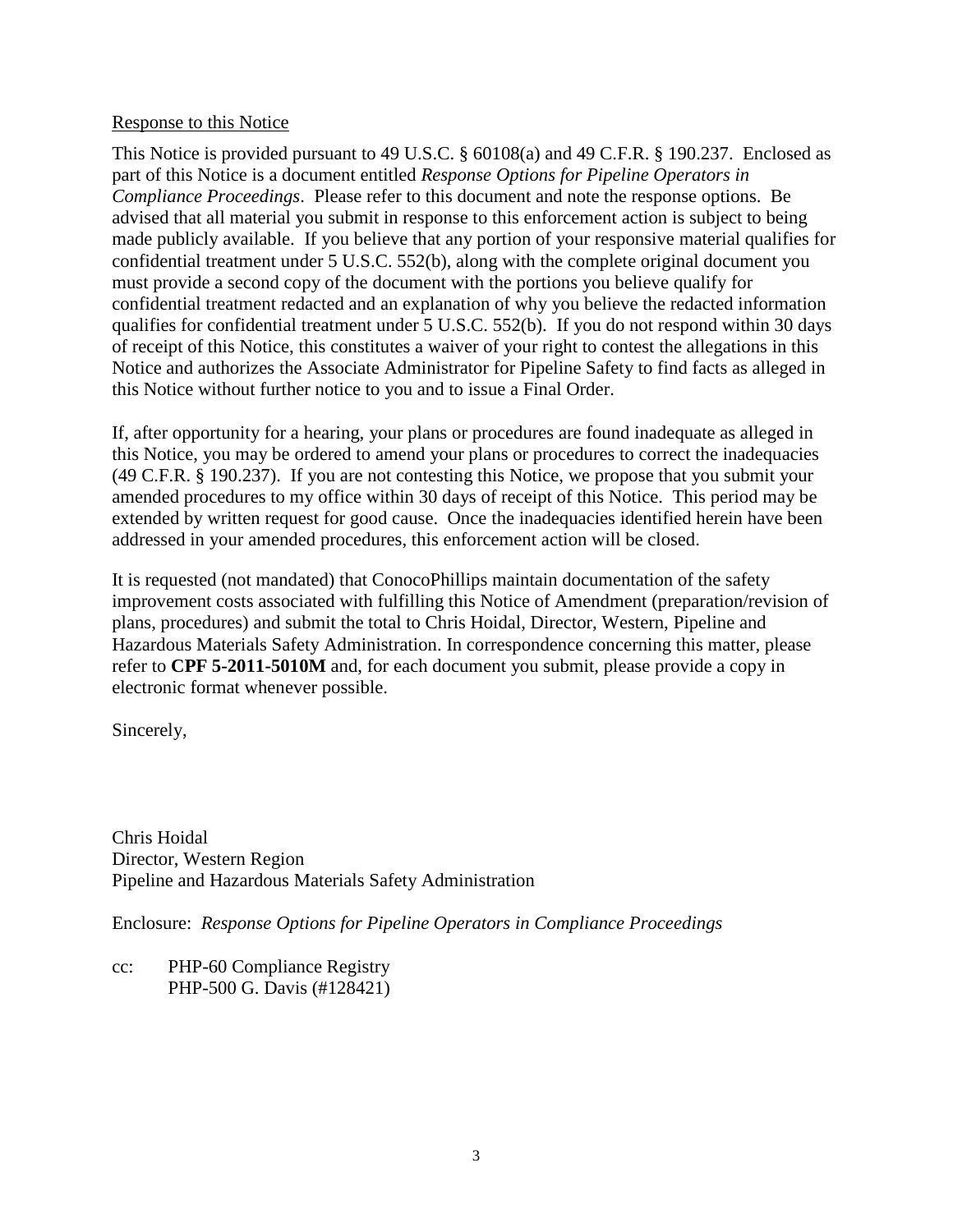Response to this Notice

This Notice is provided pursuant to 49 U.S.C. § 60108(a) and 49 C.F.R. § 190.237. Enclosed as part of this Notice is a document entitled *Response Options for Pipeline Operators in Compliance Proceedings*. Please refer to this document and note the response options. Be advised that all material you submit in response to this enforcement action is subject to being made publicly available. If you believe that any portion of your responsive material qualifies for confidential treatment under 5 U.S.C. 552(b), along with the complete original document you must provide a second copy of the document with the portions you believe qualify for confidential treatment redacted and an explanation of why you believe the redacted information qualifies for confidential treatment under 5 U.S.C. 552(b). If you do not respond within 30 days of receipt of this Notice, this constitutes a waiver of your right to contest the allegations in this Notice and authorizes the Associate Administrator for Pipeline Safety to find facts as alleged in this Notice without further notice to you and to issue a Final Order.

If, after opportunity for a hearing, your plans or procedures are found inadequate as alleged in this Notice, you may be ordered to amend your plans or procedures to correct the inadequacies (49 C.F.R. § 190.237). If you are not contesting this Notice, we propose that you submit your amended procedures to my office within 30 days of receipt of this Notice. This period may be extended by written request for good cause. Once the inadequacies identified herein have been addressed in your amended procedures, this enforcement action will be closed.

It is requested (not mandated) that ConocoPhillips maintain documentation of the safety improvement costs associated with fulfilling this Notice of Amendment (preparation/revision of plans, procedures) and submit the total to Chris Hoidal, Director, Western, Pipeline and Hazardous Materials Safety Administration. In correspondence concerning this matter, please refer to **CPF 5-2011-5010M** and, for each document you submit, please provide a copy in electronic format whenever possible.

Sincerely,

Chris Hoidal
Director, Western Region
Pipeline and Hazardous Materials Safety Administration

Enclosure: *Response Options for Pipeline Operators in Compliance Proceedings*

cc: PHP-60 Compliance Registry
PHP-500 G. Davis (#128421)